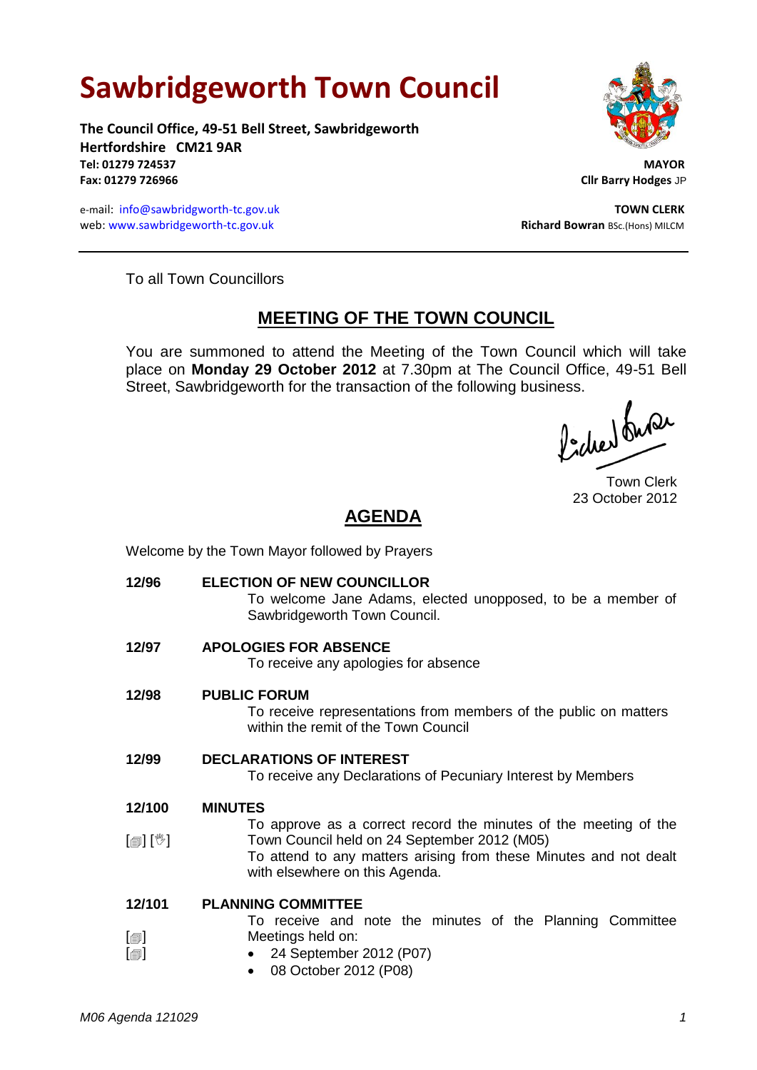# Sawbridgeworth Town Council

**The Council Office, 49-51 Bell Street, Sawbridgeworth**
**Hertfordshire CM21 9AR**
**Tel: 01279 724537**
**Fax: 01279 726966**

e-mail: info@sawbridgeworth-tc.gov.uk
web: www.sawbridgeworth-tc.gov.uk

**MAYOR**
**Cllr Barry Hodges** JP

**TOWN CLERK**
**Richard Bowran** BSc.(Hons) MILCM

---

To all Town Councillors

## MEETING OF THE TOWN COUNCIL

You are summoned to attend the Meeting of the Town Council which will take place on **Monday 29 October 2012** at 7.30pm at The Council Office, 49-51 Bell Street, Sawbridgeworth for the transaction of the following business.

Town Clerk
23 October 2012

## AGENDA

Welcome by the Town Mayor followed by Prayers

**12/96 ELECTION OF NEW COUNCILLOR**
To welcome Jane Adams, elected unopposed, to be a member of Sawbridgeworth Town Council.

**12/97 APOLOGIES FOR ABSENCE**
To receive any apologies for absence

**12/98 PUBLIC FORUM**
To receive representations from members of the public on matters within the remit of the Town Council

**12/99 DECLARATIONS OF INTEREST**
To receive any Declarations of Pecuniary Interest by Members

**12/100 MINUTES**
[📄] [✋] To approve as a correct record the minutes of the meeting of the Town Council held on 24 September 2012 (M05)
To attend to any matters arising from these Minutes and not dealt with elsewhere on this Agenda.

**12/101 PLANNING COMMITTEE**
To receive and note the minutes of the Planning Committee Meetings held on:
- [📄] 24 September 2012 (P07)
- [📄] 08 October 2012 (P08)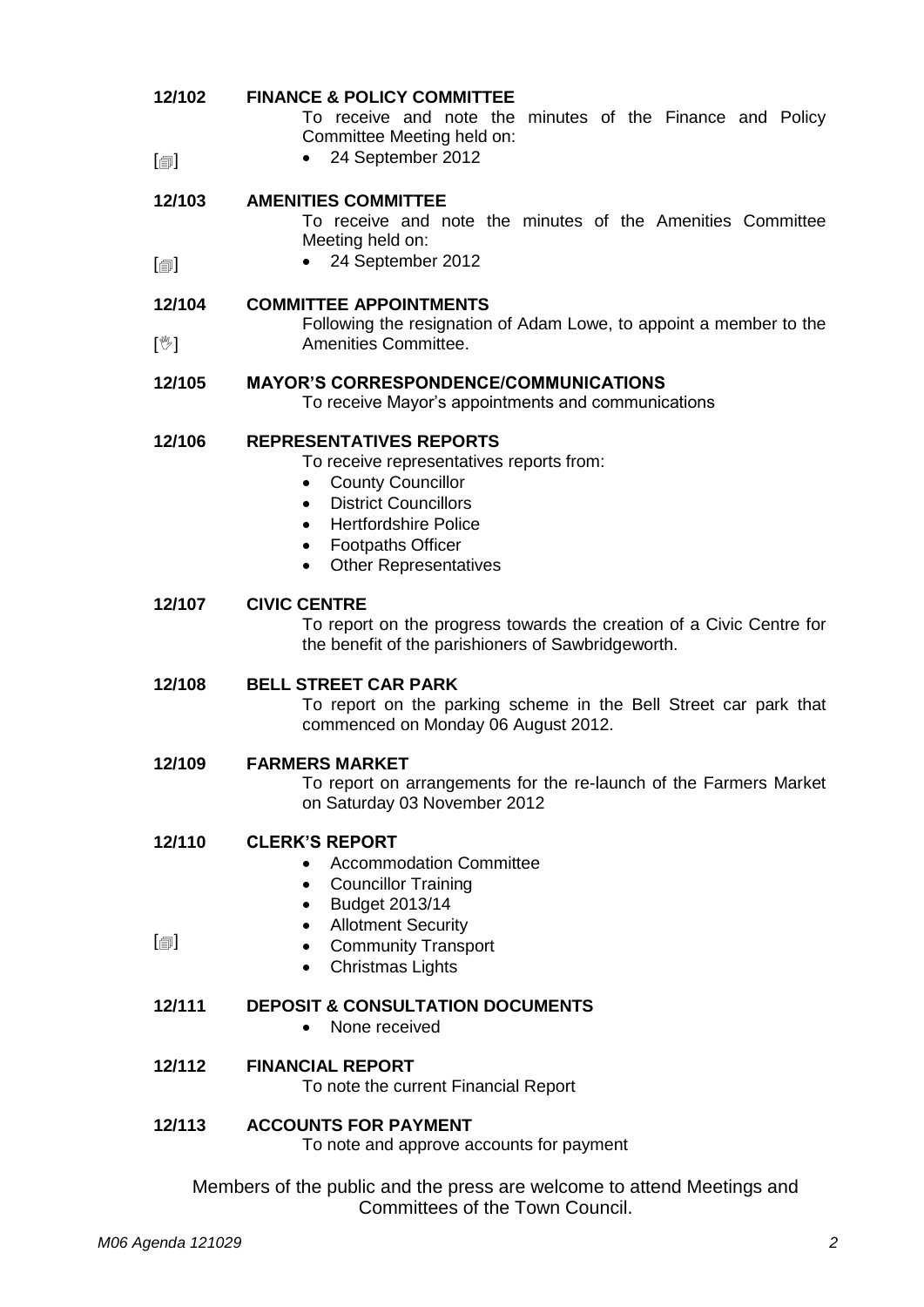**12/102 FINANCE & POLICY COMMITTEE**

To receive and note the minutes of the Finance and Policy Committee Meeting held on:

[🗐]
- 24 September 2012

**12/103 AMENITIES COMMITTEE**

To receive and note the minutes of the Amenities Committee Meeting held on:

[🗐]
- 24 September 2012

**12/104 COMMITTEE APPOINTMENTS**

[✋] Following the resignation of Adam Lowe, to appoint a member to the Amenities Committee.

**12/105 MAYOR'S CORRESPONDENCE/COMMUNICATIONS**

To receive Mayor's appointments and communications

**12/106 REPRESENTATIVES REPORTS**

To receive representatives reports from:

- County Councillor
- District Councillors
- Hertfordshire Police
- Footpaths Officer
- Other Representatives

**12/107 CIVIC CENTRE**

To report on the progress towards the creation of a Civic Centre for the benefit of the parishioners of Sawbridgeworth.

**12/108 BELL STREET CAR PARK**

To report on the parking scheme in the Bell Street car park that commenced on Monday 06 August 2012.

**12/109 FARMERS MARKET**

To report on arrangements for the re-launch of the Farmers Market on Saturday 03 November 2012

**12/110 CLERK'S REPORT**

[🗐]
- Accommodation Committee
- Councillor Training
- Budget 2013/14
- Allotment Security
- Community Transport
- Christmas Lights

**12/111 DEPOSIT & CONSULTATION DOCUMENTS**

- None received

**12/112 FINANCIAL REPORT**

To note the current Financial Report

**12/113 ACCOUNTS FOR PAYMENT**

To note and approve accounts for payment

Members of the public and the press are welcome to attend Meetings and Committees of the Town Council.

*M06 Agenda 121029*